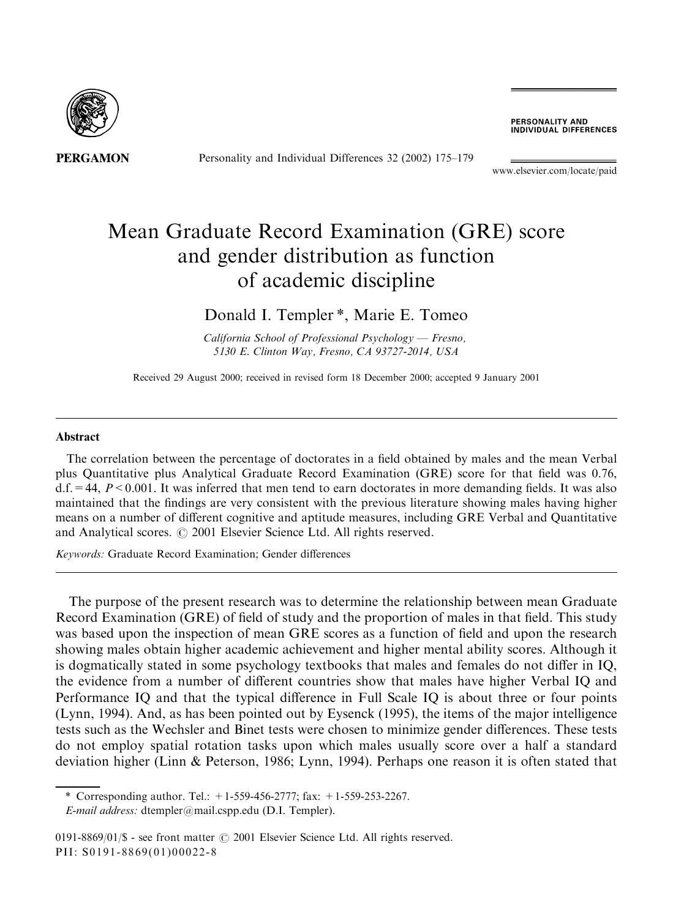# Mean Graduate Record Examination (GRE) score and gender distribution as function of academic discipline

Donald I. Templer *, Marie E. Tomeo

*California School of Professional Psychology — Fresno, 5130 E. Clinton Way, Fresno, CA 93727-2014, USA*

Received 29 August 2000; received in revised form 18 December 2000; accepted 9 January 2001

## Abstract

The correlation between the percentage of doctorates in a field obtained by males and the mean Verbal plus Quantitative plus Analytical Graduate Record Examination (GRE) score for that field was 0.76, d.f. = 44, $P < 0.001$. It was inferred that men tend to earn doctorates in more demanding fields. It was also maintained that the findings are very consistent with the previous literature showing males having higher means on a number of different cognitive and aptitude measures, including GRE Verbal and Quantitative and Analytical scores. © 2001 Elsevier Science Ltd. All rights reserved.

*Keywords:* Graduate Record Examination; Gender differences

The purpose of the present research was to determine the relationship between mean Graduate Record Examination (GRE) of field of study and the proportion of males in that field. This study was based upon the inspection of mean GRE scores as a function of field and upon the research showing males obtain higher academic achievement and higher mental ability scores. Although it is dogmatically stated in some psychology textbooks that males and females do not differ in IQ, the evidence from a number of different countries show that males have higher Verbal IQ and Performance IQ and that the typical difference in Full Scale IQ is about three or four points (Lynn, 1994). And, as has been pointed out by Eysenck (1995), the items of the major intelligence tests such as the Wechsler and Binet tests were chosen to minimize gender differences. These tests do not employ spatial rotation tasks upon which males usually score over a half a standard deviation higher (Linn & Peterson, 1986; Lynn, 1994). Perhaps one reason it is often stated that

\* Corresponding author. Tel.: +1-559-456-2777; fax: +1-559-253-2267.
*E-mail address:* dtempler@mail.cspp.edu (D.I. Templer).

0191-8869/01/$ - see front matter © 2001 Elsevier Science Ltd. All rights reserved.
PII: S0191-8869(01)00022-8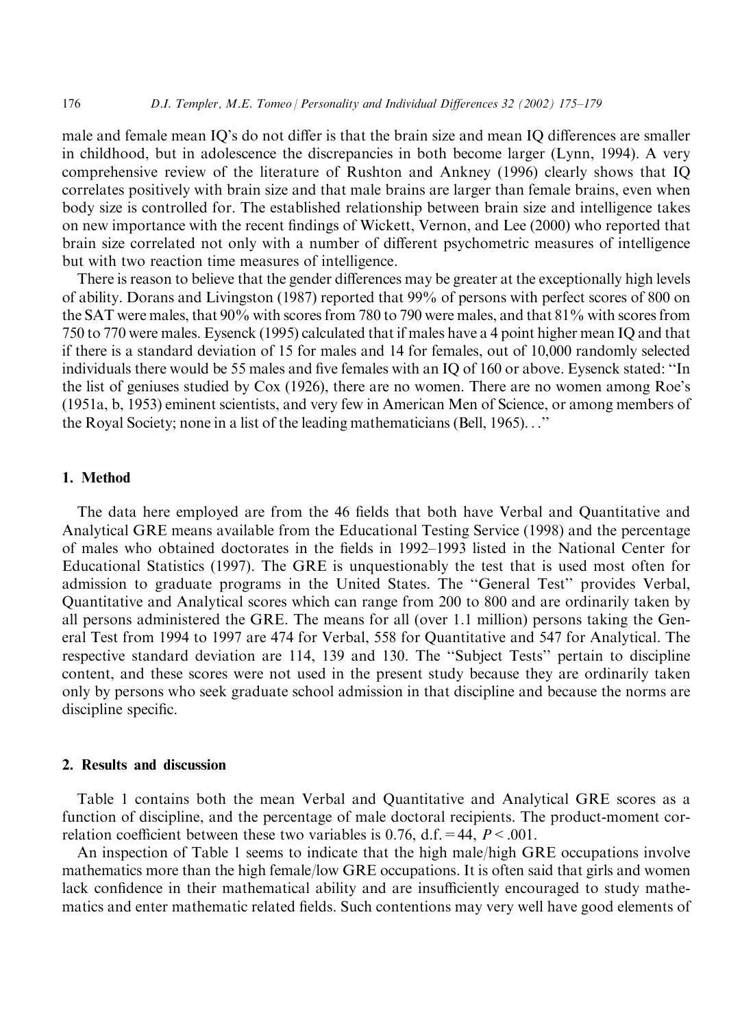male and female mean IQ's do not differ is that the brain size and mean IQ differences are smaller in childhood, but in adolescence the discrepancies in both become larger (Lynn, 1994). A very comprehensive review of the literature of Rushton and Ankney (1996) clearly shows that IQ correlates positively with brain size and that male brains are larger than female brains, even when body size is controlled for. The established relationship between brain size and intelligence takes on new importance with the recent findings of Wickett, Vernon, and Lee (2000) who reported that brain size correlated not only with a number of different psychometric measures of intelligence but with two reaction time measures of intelligence.

There is reason to believe that the gender differences may be greater at the exceptionally high levels of ability. Dorans and Livingston (1987) reported that 99% of persons with perfect scores of 800 on the SAT were males, that 90% with scores from 780 to 790 were males, and that 81% with scores from 750 to 770 were males. Eysenck (1995) calculated that if males have a 4 point higher mean IQ and that if there is a standard deviation of 15 for males and 14 for females, out of 10,000 randomly selected individuals there would be 55 males and five females with an IQ of 160 or above. Eysenck stated: "In the list of geniuses studied by Cox (1926), there are no women. There are no women among Roe's (1951a, b, 1953) eminent scientists, and very few in American Men of Science, or among members of the Royal Society; none in a list of the leading mathematicians (Bell, 1965)..."

## 1. Method

The data here employed are from the 46 fields that both have Verbal and Quantitative and Analytical GRE means available from the Educational Testing Service (1998) and the percentage of males who obtained doctorates in the fields in 1992–1993 listed in the National Center for Educational Statistics (1997). The GRE is unquestionably the test that is used most often for admission to graduate programs in the United States. The "General Test" provides Verbal, Quantitative and Analytical scores which can range from 200 to 800 and are ordinarily taken by all persons administered the GRE. The means for all (over 1.1 million) persons taking the General Test from 1994 to 1997 are 474 for Verbal, 558 for Quantitative and 547 for Analytical. The respective standard deviation are 114, 139 and 130. The "Subject Tests" pertain to discipline content, and these scores were not used in the present study because they are ordinarily taken only by persons who seek graduate school admission in that discipline and because the norms are discipline specific.

## 2. Results and discussion

Table 1 contains both the mean Verbal and Quantitative and Analytical GRE scores as a function of discipline, and the percentage of male doctoral recipients. The product-moment correlation coefficient between these two variables is 0.76, d.f. = 44, $P < .001$.

An inspection of Table 1 seems to indicate that the high male/high GRE occupations involve mathematics more than the high female/low GRE occupations. It is often said that girls and women lack confidence in their mathematical ability and are insufficiently encouraged to study mathematics and enter mathematic related fields. Such contentions may very well have good elements of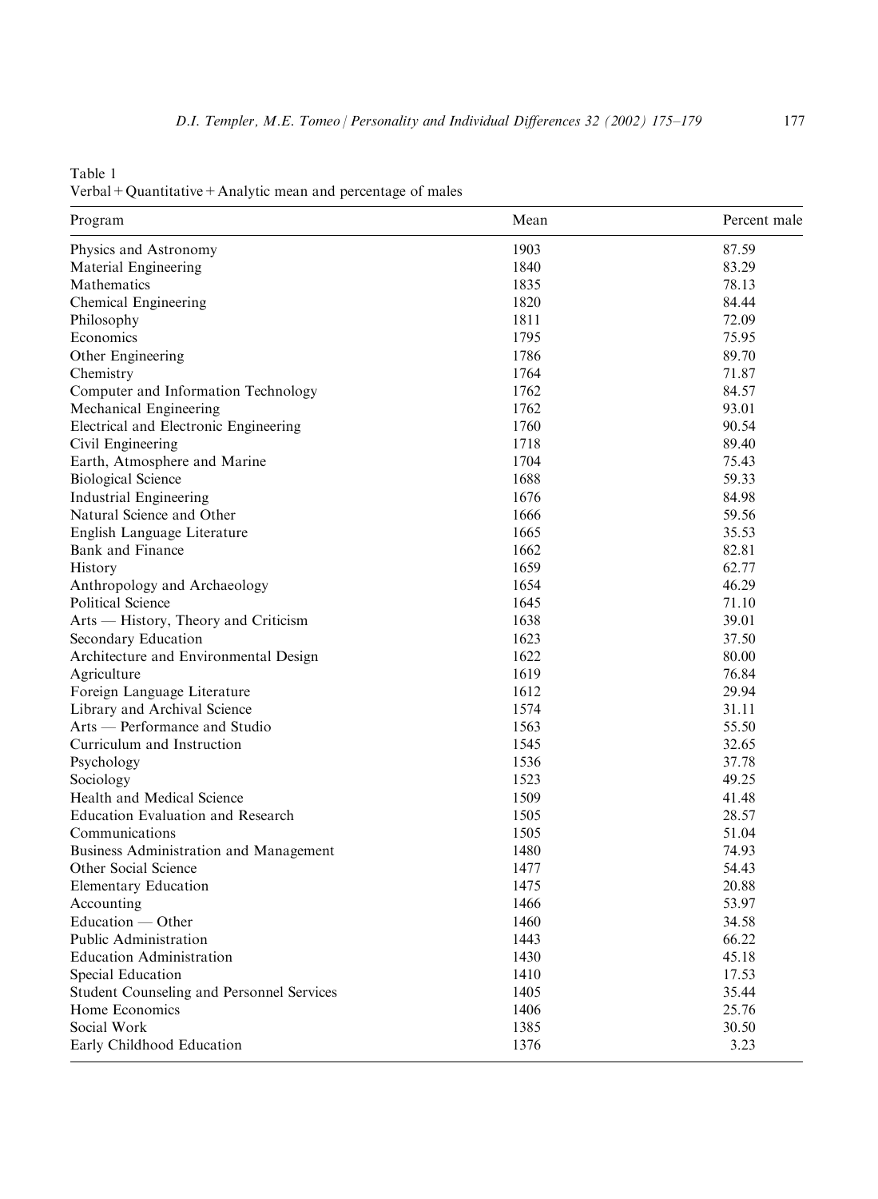Table 1
Verbal + Quantitative + Analytic mean and percentage of males

| Program | Mean | Percent male |
| --- | --- | --- |
| Physics and Astronomy | 1903 | 87.59 |
| Material Engineering | 1840 | 83.29 |
| Mathematics | 1835 | 78.13 |
| Chemical Engineering | 1820 | 84.44 |
| Philosophy | 1811 | 72.09 |
| Economics | 1795 | 75.95 |
| Other Engineering | 1786 | 89.70 |
| Chemistry | 1764 | 71.87 |
| Computer and Information Technology | 1762 | 84.57 |
| Mechanical Engineering | 1762 | 93.01 |
| Electrical and Electronic Engineering | 1760 | 90.54 |
| Civil Engineering | 1718 | 89.40 |
| Earth, Atmosphere and Marine | 1704 | 75.43 |
| Biological Science | 1688 | 59.33 |
| Industrial Engineering | 1676 | 84.98 |
| Natural Science and Other | 1666 | 59.56 |
| English Language Literature | 1665 | 35.53 |
| Bank and Finance | 1662 | 82.81 |
| History | 1659 | 62.77 |
| Anthropology and Archaeology | 1654 | 46.29 |
| Political Science | 1645 | 71.10 |
| Arts — History, Theory and Criticism | 1638 | 39.01 |
| Secondary Education | 1623 | 37.50 |
| Architecture and Environmental Design | 1622 | 80.00 |
| Agriculture | 1619 | 76.84 |
| Foreign Language Literature | 1612 | 29.94 |
| Library and Archival Science | 1574 | 31.11 |
| Arts — Performance and Studio | 1563 | 55.50 |
| Curriculum and Instruction | 1545 | 32.65 |
| Psychology | 1536 | 37.78 |
| Sociology | 1523 | 49.25 |
| Health and Medical Science | 1509 | 41.48 |
| Education Evaluation and Research | 1505 | 28.57 |
| Communications | 1505 | 51.04 |
| Business Administration and Management | 1480 | 74.93 |
| Other Social Science | 1477 | 54.43 |
| Elementary Education | 1475 | 20.88 |
| Accounting | 1466 | 53.97 |
| Education — Other | 1460 | 34.58 |
| Public Administration | 1443 | 66.22 |
| Education Administration | 1430 | 45.18 |
| Special Education | 1410 | 17.53 |
| Student Counseling and Personnel Services | 1405 | 35.44 |
| Home Economics | 1406 | 25.76 |
| Social Work | 1385 | 30.50 |
| Early Childhood Education | 1376 | 3.23 |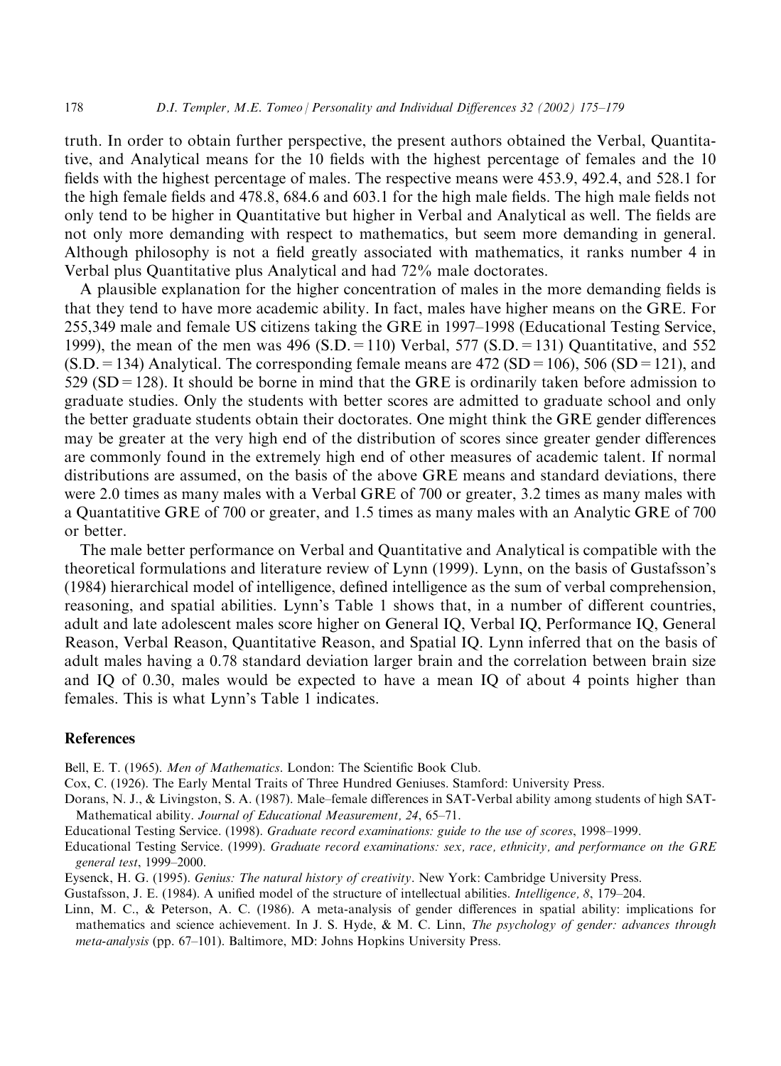truth. In order to obtain further perspective, the present authors obtained the Verbal, Quantitative, and Analytical means for the 10 fields with the highest percentage of females and the 10 fields with the highest percentage of males. The respective means were 453.9, 492.4, and 528.1 for the high female fields and 478.8, 684.6 and 603.1 for the high male fields. The high male fields not only tend to be higher in Quantitative but higher in Verbal and Analytical as well. The fields are not only more demanding with respect to mathematics, but seem more demanding in general. Although philosophy is not a field greatly associated with mathematics, it ranks number 4 in Verbal plus Quantitative plus Analytical and had 72% male doctorates.

A plausible explanation for the higher concentration of males in the more demanding fields is that they tend to have more academic ability. In fact, males have higher means on the GRE. For 255,349 male and female US citizens taking the GRE in 1997–1998 (Educational Testing Service, 1999), the mean of the men was 496 (S.D. = 110) Verbal, 577 (S.D. = 131) Quantitative, and 552 (S.D. = 134) Analytical. The corresponding female means are 472 (SD = 106), 506 (SD = 121), and 529 (SD = 128). It should be borne in mind that the GRE is ordinarily taken before admission to graduate studies. Only the students with better scores are admitted to graduate school and only the better graduate students obtain their doctorates. One might think the GRE gender differences may be greater at the very high end of the distribution of scores since greater gender differences are commonly found in the extremely high end of other measures of academic talent. If normal distributions are assumed, on the basis of the above GRE means and standard deviations, there were 2.0 times as many males with a Verbal GRE of 700 or greater, 3.2 times as many males with a Quantatitive GRE of 700 or greater, and 1.5 times as many males with an Analytic GRE of 700 or better.

The male better performance on Verbal and Quantitative and Analytical is compatible with the theoretical formulations and literature review of Lynn (1999). Lynn, on the basis of Gustafsson's (1984) hierarchical model of intelligence, defined intelligence as the sum of verbal comprehension, reasoning, and spatial abilities. Lynn's Table 1 shows that, in a number of different countries, adult and late adolescent males score higher on General IQ, Verbal IQ, Performance IQ, General Reason, Verbal Reason, Quantitative Reason, and Spatial IQ. Lynn inferred that on the basis of adult males having a 0.78 standard deviation larger brain and the correlation between brain size and IQ of 0.30, males would be expected to have a mean IQ of about 4 points higher than females. This is what Lynn's Table 1 indicates.

## References

Bell, E. T. (1965). *Men of Mathematics*. London: The Scientific Book Club.

Cox, C. (1926). The Early Mental Traits of Three Hundred Geniuses. Stamford: University Press.

Dorans, N. J., & Livingston, S. A. (1987). Male–female differences in SAT-Verbal ability among students of high SAT-Mathematical ability. *Journal of Educational Measurement, 24*, 65–71.

Educational Testing Service. (1998). *Graduate record examinations: guide to the use of scores*, 1998–1999.

Educational Testing Service. (1999). *Graduate record examinations: sex, race, ethnicity, and performance on the GRE general test*, 1999–2000.

Eysenck, H. G. (1995). *Genius: The natural history of creativity*. New York: Cambridge University Press.

Gustafsson, J. E. (1984). A unified model of the structure of intellectual abilities. *Intelligence, 8*, 179–204.

Linn, M. C., & Peterson, A. C. (1986). A meta-analysis of gender differences in spatial ability: implications for mathematics and science achievement. In J. S. Hyde, & M. C. Linn, *The psychology of gender: advances through meta-analysis* (pp. 67–101). Baltimore, MD: Johns Hopkins University Press.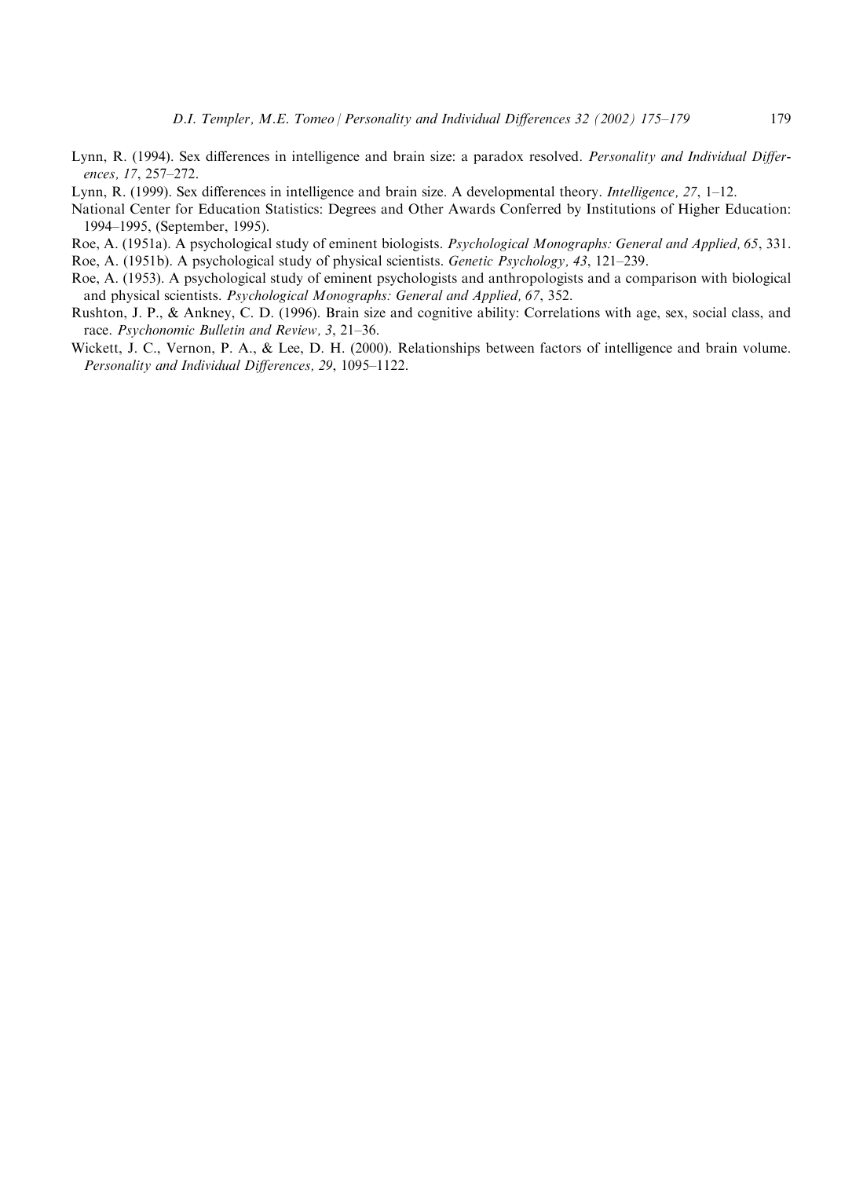Lynn, R. (1994). Sex differences in intelligence and brain size: a paradox resolved. *Personality and Individual Differences, 17*, 257–272.

Lynn, R. (1999). Sex differences in intelligence and brain size. A developmental theory. *Intelligence, 27*, 1–12.

National Center for Education Statistics: Degrees and Other Awards Conferred by Institutions of Higher Education: 1994–1995, (September, 1995).

Roe, A. (1951a). A psychological study of eminent biologists. *Psychological Monographs: General and Applied, 65*, 331.

Roe, A. (1951b). A psychological study of physical scientists. *Genetic Psychology, 43*, 121–239.

Roe, A. (1953). A psychological study of eminent psychologists and anthropologists and a comparison with biological and physical scientists. *Psychological Monographs: General and Applied, 67*, 352.

Rushton, J. P., & Ankney, C. D. (1996). Brain size and cognitive ability: Correlations with age, sex, social class, and race. *Psychonomic Bulletin and Review, 3*, 21–36.

Wickett, J. C., Vernon, P. A., & Lee, D. H. (2000). Relationships between factors of intelligence and brain volume. *Personality and Individual Differences, 29*, 1095–1122.